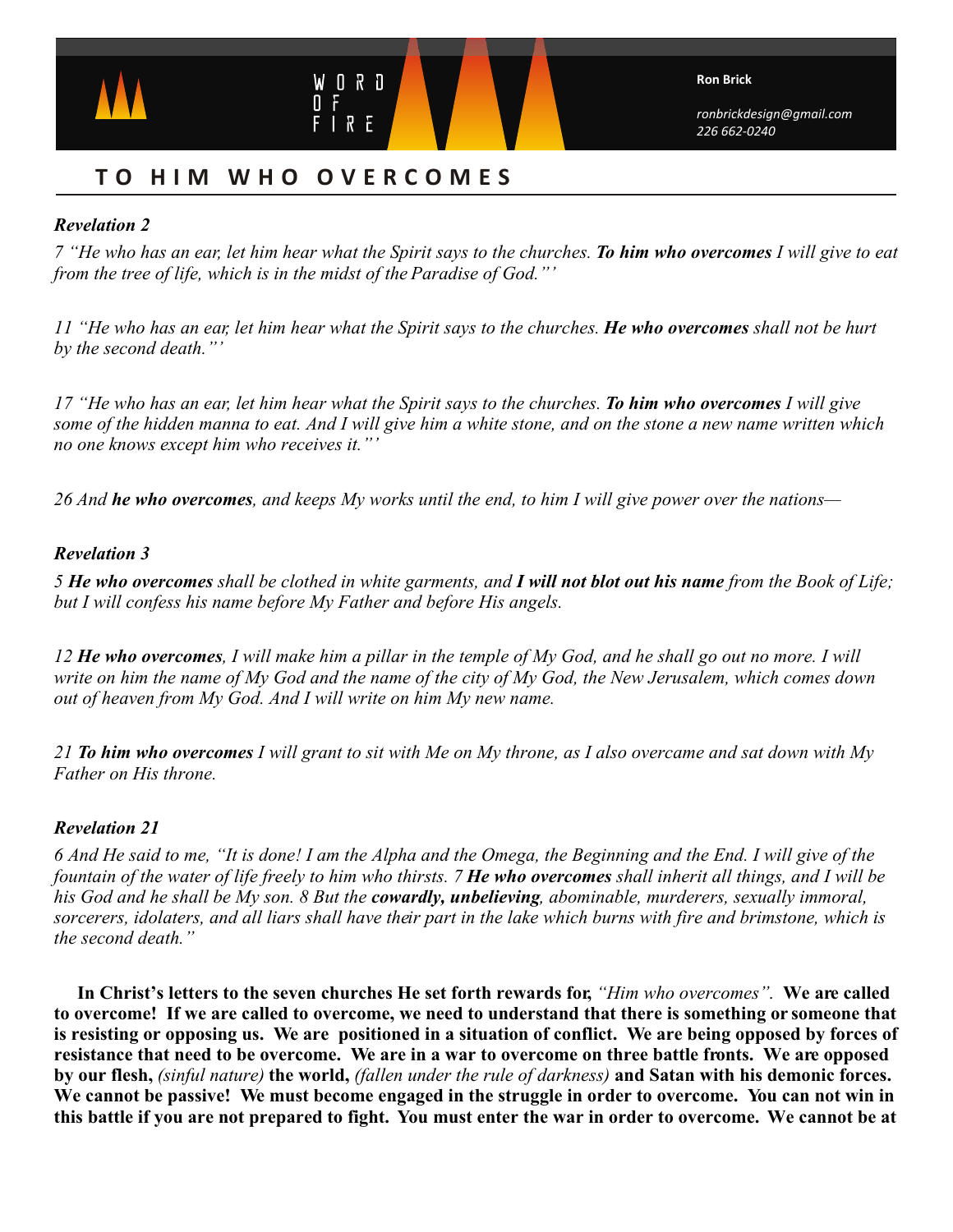Ron Brick

*ronbrickdesign@gmail.com*
*226 662-0240*

# TO HIM WHO OVERCOMES

***Revelation 2***

*7 "He who has an ear, let him hear what the Spirit says to the churches.* ***To him who overcomes*** *I will give to eat from the tree of life, which is in the midst of the Paradise of God."'*

*11 "He who has an ear, let him hear what the Spirit says to the churches.* ***He who overcomes*** *shall not be hurt by the second death."'*

*17 "He who has an ear, let him hear what the Spirit says to the churches.* ***To him who overcomes*** *I will give some of the hidden manna to eat. And I will give him a white stone, and on the stone a new name written which no one knows except him who receives it."'*

*26 And* ***he who overcomes****, and keeps My works until the end, to him I will give power over the nations—*

***Revelation 3***

*5* ***He who overcomes*** *shall be clothed in white garments, and* ***I will not blot out his name*** *from the Book of Life; but I will confess his name before My Father and before His angels.*

*12* ***He who overcomes****, I will make him a pillar in the temple of My God, and he shall go out no more. I will write on him the name of My God and the name of the city of My God, the New Jerusalem, which comes down out of heaven from My God. And I will write on him My new name.*

*21* ***To him who overcomes*** *I will grant to sit with Me on My throne, as I also overcame and sat down with My Father on His throne.*

***Revelation 21***

*6 And He said to me, "It is done! I am the Alpha and the Omega, the Beginning and the End. I will give of the fountain of the water of life freely to him who thirsts. 7* ***He who overcomes*** *shall inherit all things, and I will be his God and he shall be My son. 8 But the* ***cowardly, unbelieving****, abominable, murderers, sexually immoral, sorcerers, idolaters, and all liars shall have their part in the lake which burns with fire and brimstone, which is the second death."*

**In Christ's letters to the seven churches He set forth rewards for,** *"Him who overcomes".* **We are called to overcome! If we are called to overcome, we need to understand that there is something or someone that is resisting or opposing us. We are positioned in a situation of conflict. We are being opposed by forces of resistance that need to be overcome. We are in a war to overcome on three battle fronts. We are opposed by our flesh,** *(sinful nature)* **the world,** *(fallen under the rule of darkness)* **and Satan with his demonic forces. We cannot be passive! We must become engaged in the struggle in order to overcome. You can not win in this battle if you are not prepared to fight. You must enter the war in order to overcome. We cannot be at**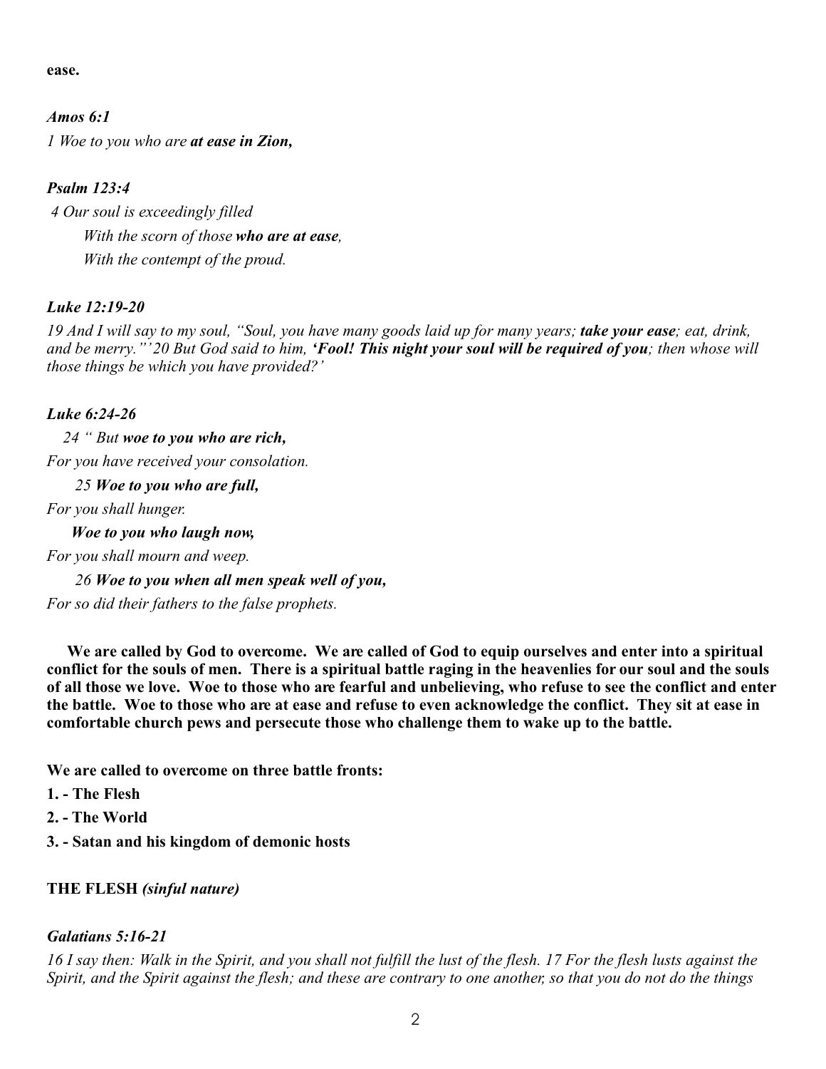**ease.**

***Amos 6:1***

*1 Woe to you who are* ***at ease in Zion,***

***Psalm 123:4***

*4 Our soul is exceedingly filled*
*With the scorn of those* ***who are at ease****,*
*With the contempt of the proud.*

***Luke 12:19-20***

*19 And I will say to my soul, "Soul, you have many goods laid up for many years;* ***take your ease****; eat, drink, and be merry."' 20 But God said to him,* ***'Fool! This night your soul will be required of you****; then whose will those things be which you have provided?'*

***Luke 6:24-26***

*24 " But* ***woe to you who are rich,***
*For you have received your consolation.*
*25* ***Woe to you who are full,***
*For you shall hunger.*
***Woe to you who laugh now,***
*For you shall mourn and weep.*
*26* ***Woe to you when all men speak well of you,***
*For so did their fathers to the false prophets.*

**We are called by God to overcome. We are called of God to equip ourselves and enter into a spiritual conflict for the souls of men. There is a spiritual battle raging in the heavenlies for our soul and the souls of all those we love. Woe to those who are fearful and unbelieving, who refuse to see the conflict and enter the battle. Woe to those who are at ease and refuse to even acknowledge the conflict. They sit at ease in comfortable church pews and persecute those who challenge them to wake up to the battle.**

**We are called to overcome on three battle fronts:**

**1. - The Flesh**

**2. - The World**

**3. - Satan and his kingdom of demonic hosts**

**THE FLESH** ***(sinful nature)***

***Galatians 5:16-21***

*16 I say then: Walk in the Spirit, and you shall not fulfill the lust of the flesh. 17 For the flesh lusts against the Spirit, and the Spirit against the flesh; and these are contrary to one another, so that you do not do the things*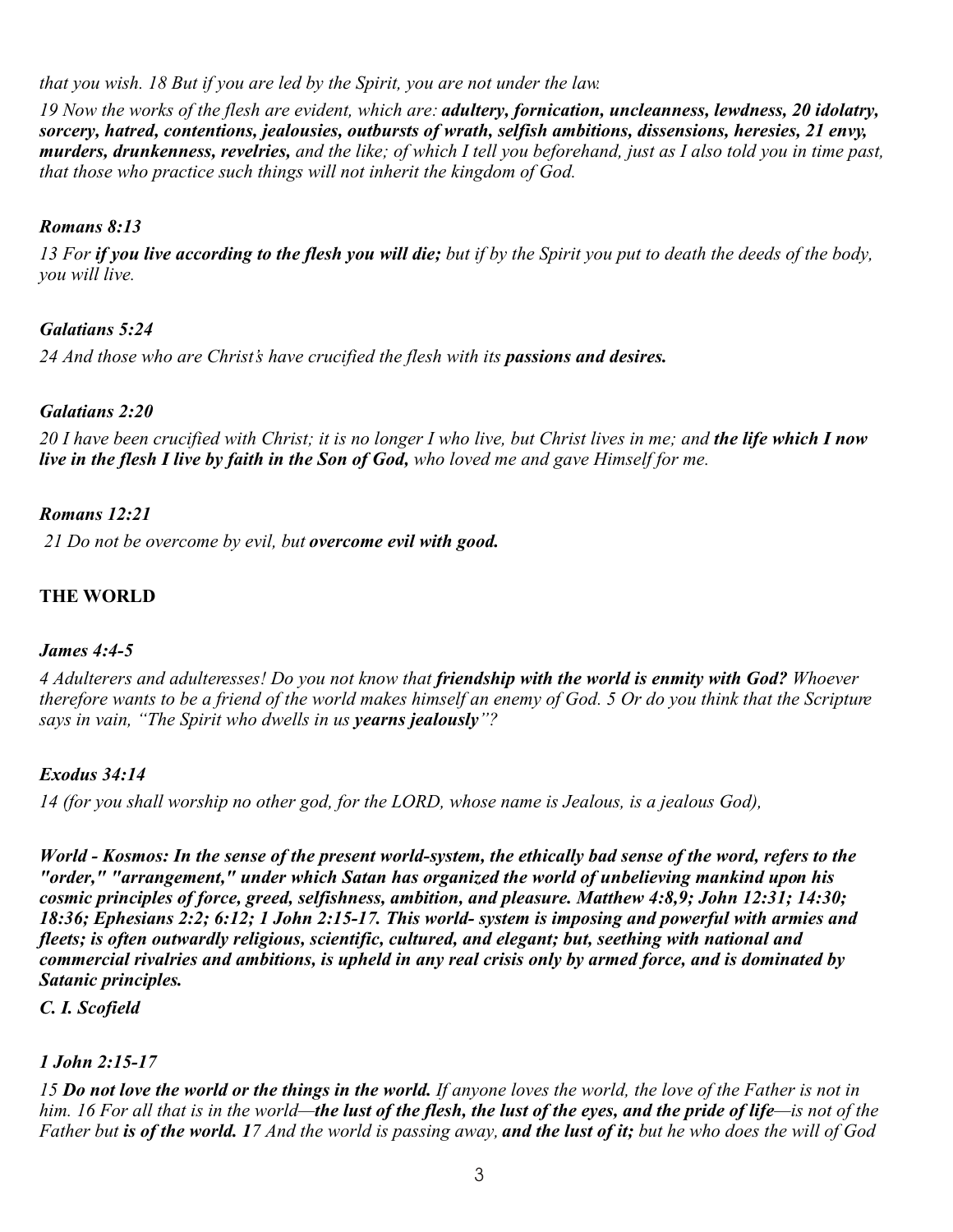*that you wish. 18 But if you are led by the Spirit, you are not under the law.*

*19 Now the works of the flesh are evident, which are: **adultery, fornication, uncleanness, lewdness, 20 idolatry, sorcery, hatred, contentions, jealousies, outbursts of wrath, selfish ambitions, dissensions, heresies, 21 envy, murders, drunkenness, revelries,** and the like; of which I tell you beforehand, just as I also told you in time past, that those who practice such things will not inherit the kingdom of God.*

***Romans 8:13***

*13 For **if you live according to the flesh you will die;** but if by the Spirit you put to death the deeds of the body, you will live.*

***Galatians 5:24***

*24 And those who are Christ's have crucified the flesh with its **passions and desires.***

***Galatians 2:20***

*20 I have been crucified with Christ; it is no longer I who live, but Christ lives in me; and **the life which I now live in the flesh I live by faith in the Son of God,** who loved me and gave Himself for me.*

***Romans 12:21***

*21 Do not be overcome by evil, but **overcome evil with good.***

## THE WORLD

***James 4:4-5***

*4 Adulterers and adulteresses! Do you not know that **friendship with the world is enmity with God?** Whoever therefore wants to be a friend of the world makes himself an enemy of God. 5 Or do you think that the Scripture says in vain, "The Spirit who dwells in us **yearns jealously**"?*

***Exodus 34:14***

*14 (for you shall worship no other god, for the LORD, whose name is Jealous, is a jealous God),*

***World - Kosmos: In the sense of the present world-system, the ethically bad sense of the word, refers to the "order," "arrangement," under which Satan has organized the world of unbelieving mankind upon his cosmic principles of force, greed, selfishness, ambition, and pleasure. Matthew 4:8,9; John 12:31; 14:30; 18:36; Ephesians 2:2; 6:12; 1 John 2:15-17. This world- system is imposing and powerful with armies and fleets; is often outwardly religious, scientific, cultured, and elegant; but, seething with national and commercial rivalries and ambitions, is upheld in any real crisis only by armed force, and is dominated by Satanic principles.***

***C. I. Scofield***

***1 John 2:15-17***

*15 **Do not love the world or the things in the world.** If anyone loves the world, the love of the Father is not in him. 16 For all that is in the world—**the lust of the flesh, the lust of the eyes, and the pride of life**—is not of the Father but **is of the world.** 17 And the world is passing away, **and the lust of it;** but he who does the will of God*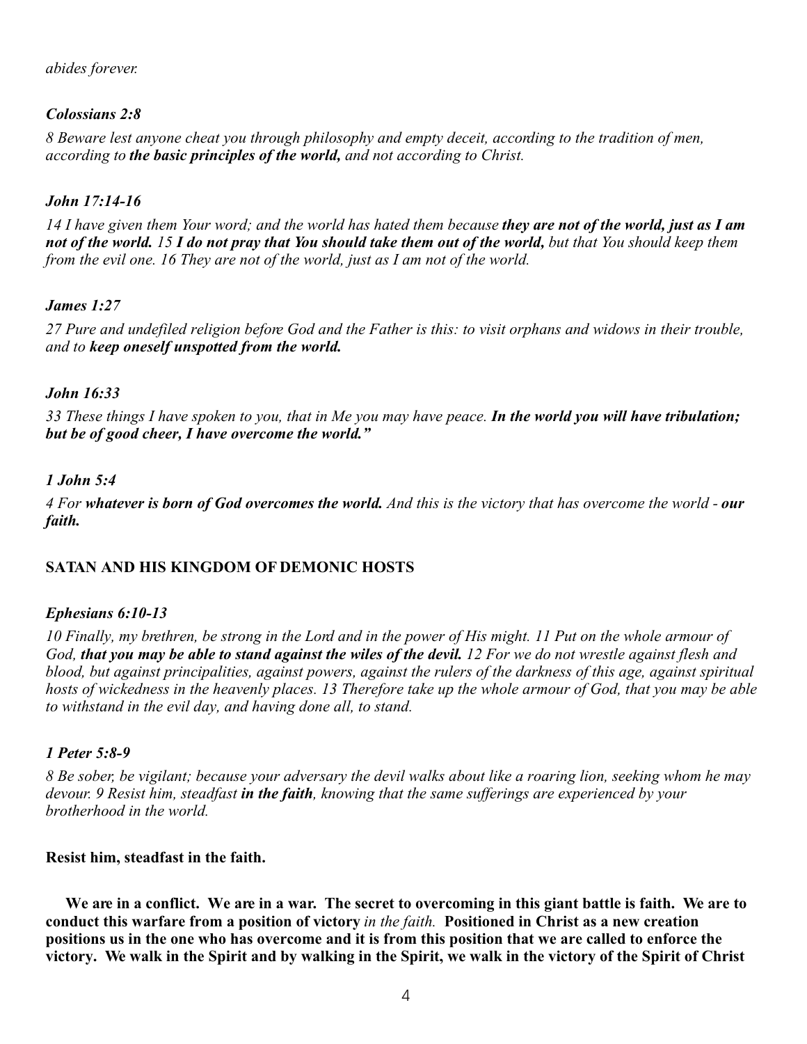*abides forever.*

***Colossians 2:8***

*8 Beware lest anyone cheat you through philosophy and empty deceit, according to the tradition of men, according to **the basic principles of the world,** and not according to Christ.*

***John 17:14-16***

*14 I have given them Your word; and the world has hated them because **they are not of the world, just as I am not of the world.** 15 **I do not pray that You should take them out of the world,** but that You should keep them from the evil one. 16 They are not of the world, just as I am not of the world.*

***James 1:27***

*27 Pure and undefiled religion before God and the Father is this: to visit orphans and widows in their trouble, and to **keep oneself unspotted from the world.***

***John 16:33***

*33 These things I have spoken to you, that in Me you may have peace. **In the world you will have tribulation; but be of good cheer, I have overcome the world."***

***1 John 5:4***

*4 For **whatever is born of God overcomes the world.** And this is the victory that has overcome the world - **our faith.***

**SATAN AND HIS KINGDOM OF DEMONIC HOSTS**

***Ephesians 6:10-13***

*10 Finally, my brethren, be strong in the Lord and in the power of His might. 11 Put on the whole armour of God, **that you may be able to stand against the wiles of the devil.** 12 For we do not wrestle against flesh and blood, but against principalities, against powers, against the rulers of the darkness of this age, against spiritual hosts of wickedness in the heavenly places. 13 Therefore take up the whole armour of God, that you may be able to withstand in the evil day, and having done all, to stand.*

***1 Peter 5:8-9***

*8 Be sober, be vigilant; because your adversary the devil walks about like a roaring lion, seeking whom he may devour. 9 Resist him, steadfast **in the faith**, knowing that the same sufferings are experienced by your brotherhood in the world.*

**Resist him, steadfast in the faith.**

**We are in a conflict. We are in a war. The secret to overcoming in this giant battle is faith. We are to conduct this warfare from a position of victory** *in the faith.* **Positioned in Christ as a new creation positions us in the one who has overcome and it is from this position that we are called to enforce the victory. We walk in the Spirit and by walking in the Spirit, we walk in the victory of the Spirit of Christ**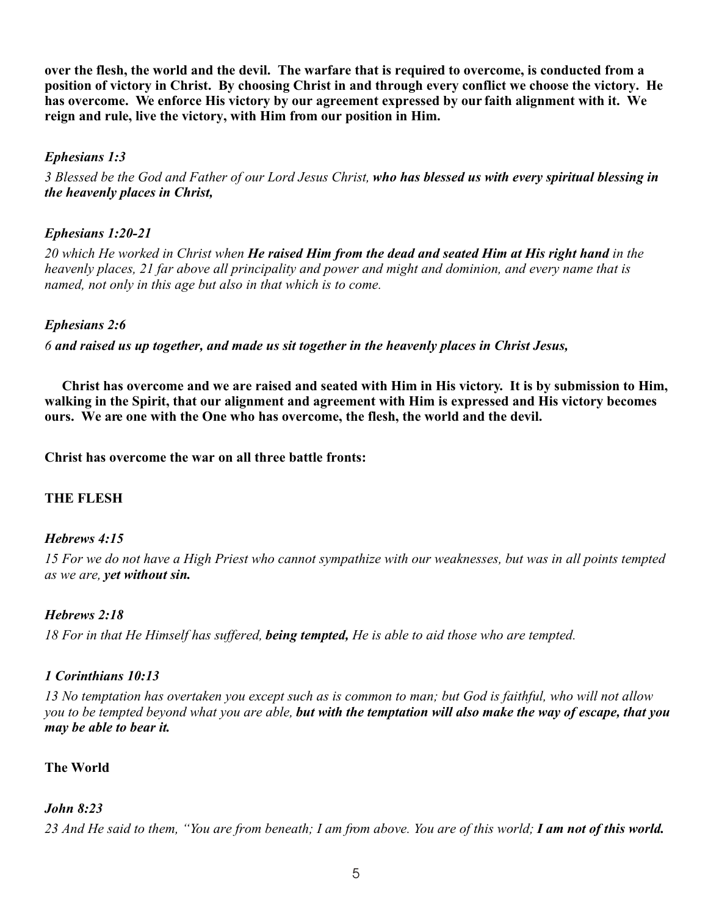**over the flesh, the world and the devil. The warfare that is required to overcome, is conducted from a position of victory in Christ. By choosing Christ in and through every conflict we choose the victory. He has overcome. We enforce His victory by our agreement expressed by our faith alignment with it. We reign and rule, live the victory, with Him from our position in Him.**

***Ephesians 1:3***

*3 Blessed be the God and Father of our Lord Jesus Christ,* ***who has blessed us with every spiritual blessing in the heavenly places in Christ,***

***Ephesians 1:20-21***

*20 which He worked in Christ when* ***He raised Him from the dead and seated Him at His right hand*** *in the heavenly places, 21 far above all principality and power and might and dominion, and every name that is named, not only in this age but also in that which is to come.*

***Ephesians 2:6***

*6* ***and raised us up together, and made us sit together in the heavenly places in Christ Jesus,***

**Christ has overcome and we are raised and seated with Him in His victory. It is by submission to Him, walking in the Spirit, that our alignment and agreement with Him is expressed and His victory becomes ours. We are one with the One who has overcome, the flesh, the world and the devil.**

**Christ has overcome the war on all three battle fronts:**

**THE FLESH**

***Hebrews 4:15***

*15 For we do not have a High Priest who cannot sympathize with our weaknesses, but was in all points tempted as we are,* ***yet without sin.***

***Hebrews 2:18***

*18 For in that He Himself has suffered,* ***being tempted,*** *He is able to aid those who are tempted.*

***1 Corinthians 10:13***

*13 No temptation has overtaken you except such as is common to man; but God is faithful, who will not allow you to be tempted beyond what you are able,* ***but with the temptation will also make the way of escape, that you may be able to bear it.***

**The World**

***John 8:23***

*23 And He said to them, "You are from beneath; I am from above. You are of this world;* ***I am not of this world.***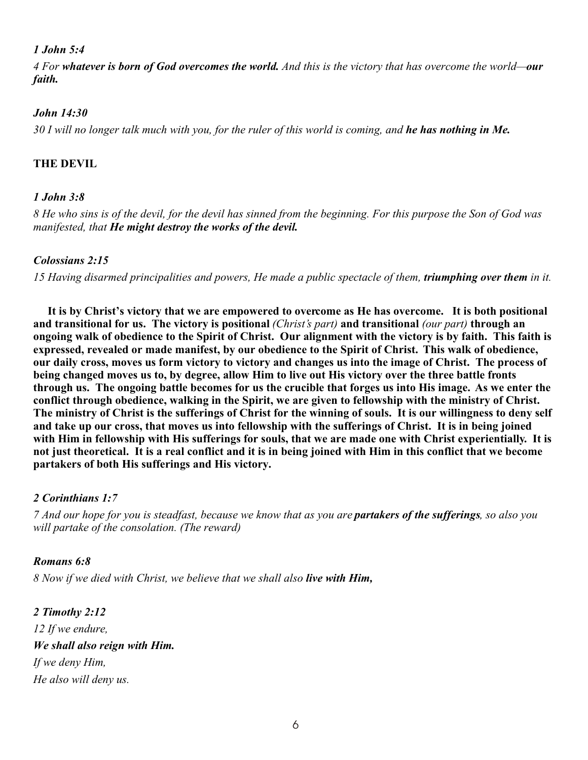***1 John 5:4***

*4 For **whatever is born of God overcomes the world.** And this is the victory that has overcome the world—**our faith.***

***John 14:30***

*30 I will no longer talk much with you, for the ruler of this world is coming, and **he has nothing in Me.***

**THE DEVIL**

***1 John 3:8***

*8 He who sins is of the devil, for the devil has sinned from the beginning. For this purpose the Son of God was manifested, that **He might destroy the works of the devil.***

***Colossians 2:15***

*15 Having disarmed principalities and powers, He made a public spectacle of them, **triumphing over them** in it.*

**It is by Christ's victory that we are empowered to overcome as He has overcome. It is both positional and transitional for us. The victory is positional** *(Christ's part)* **and transitional** *(our part)* **through an ongoing walk of obedience to the Spirit of Christ. Our alignment with the victory is by faith. This faith is expressed, revealed or made manifest, by our obedience to the Spirit of Christ. This walk of obedience, our daily cross, moves us form victory to victory and changes us into the image of Christ. The process of being changed moves us to, by degree, allow Him to live out His victory over the three battle fronts through us. The ongoing battle becomes for us the crucible that forges us into His image. As we enter the conflict through obedience, walking in the Spirit, we are given to fellowship with the ministry of Christ. The ministry of Christ is the sufferings of Christ for the winning of souls. It is our willingness to deny self and take up our cross, that moves us into fellowship with the sufferings of Christ. It is in being joined with Him in fellowship with His sufferings for souls, that we are made one with Christ experientially. It is not just theoretical. It is a real conflict and it is in being joined with Him in this conflict that we become partakers of both His sufferings and His victory.**

***2 Corinthians 1:7***

*7 And our hope for you is steadfast, because we know that as you are **partakers of the sufferings**, so also you will partake of the consolation. (The reward)*

***Romans 6:8***

*8 Now if we died with Christ, we believe that we shall also **live with Him,***

***2 Timothy 2:12***

*12 If we endure,*
***We shall also reign with Him.***
*If we deny Him,*
*He also will deny us.*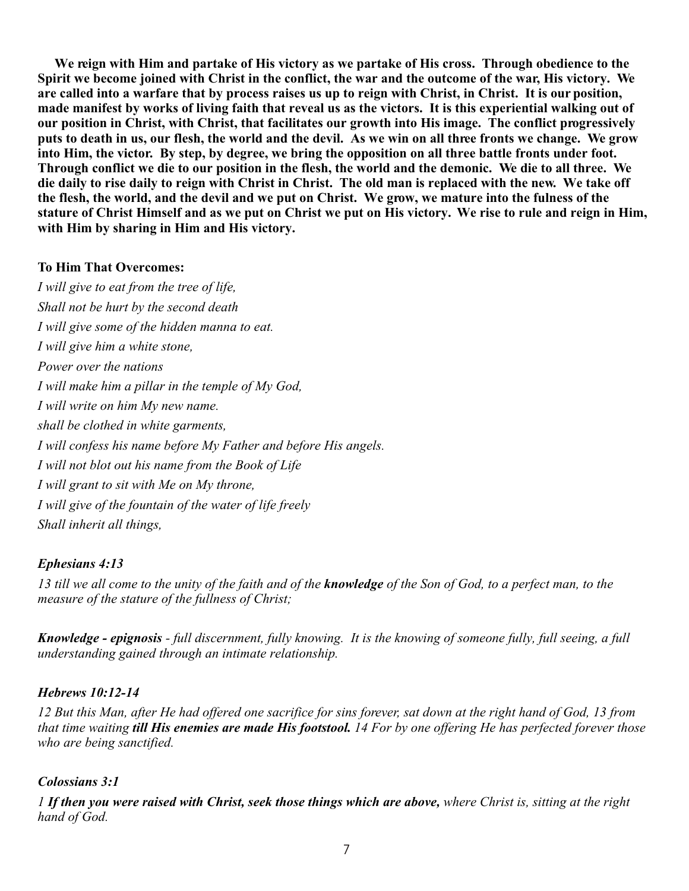**We reign with Him and partake of His victory as we partake of His cross. Through obedience to the Spirit we become joined with Christ in the conflict, the war and the outcome of the war, His victory. We are called into a warfare that by process raises us up to reign with Christ, in Christ. It is our position, made manifest by works of living faith that reveal us as the victors. It is this experiential walking out of our position in Christ, with Christ, that facilitates our growth into His image. The conflict progressively puts to death in us, our flesh, the world and the devil. As we win on all three fronts we change. We grow into Him, the victor. By step, by degree, we bring the opposition on all three battle fronts under foot. Through conflict we die to our position in the flesh, the world and the demonic. We die to all three. We die daily to rise daily to reign with Christ in Christ. The old man is replaced with the new. We take off the flesh, the world, and the devil and we put on Christ. We grow, we mature into the fulness of the stature of Christ Himself and as we put on Christ we put on His victory. We rise to rule and reign in Him, with Him by sharing in Him and His victory.**

**To Him That Overcomes:**

*I will give to eat from the tree of life,*
*Shall not be hurt by the second death*
*I will give some of the hidden manna to eat.*
*I will give him a white stone,*
*Power over the nations*
*I will make him a pillar in the temple of My God,*
*I will write on him My new name.*
*shall be clothed in white garments,*
*I will confess his name before My Father and before His angels.*
*I will not blot out his name from the Book of Life*
*I will grant to sit with Me on My throne,*
*I will give of the fountain of the water of life freely*
*Shall inherit all things,*

***Ephesians 4:13***

*13 till we all come to the unity of the faith and of the **knowledge** of the Son of God, to a perfect man, to the measure of the stature of the fullness of Christ;*

***Knowledge - epignosis** - full discernment, fully knowing. It is the knowing of someone fully, full seeing, a full understanding gained through an intimate relationship.*

***Hebrews 10:12-14***

*12 But this Man, after He had offered one sacrifice for sins forever, sat down at the right hand of God, 13 from that time waiting **till His enemies are made His footstool.** 14 For by one offering He has perfected forever those who are being sanctified.*

***Colossians 3:1***

*1 **If then you were raised with Christ, seek those things which are above,** where Christ is, sitting at the right hand of God.*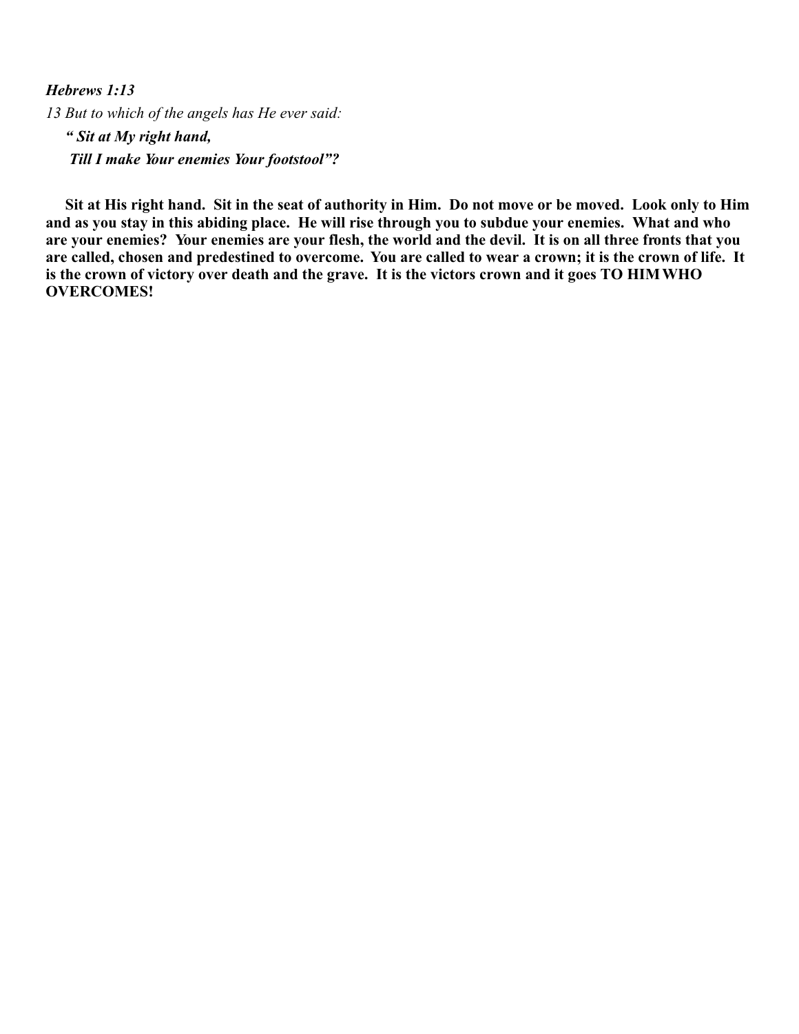***Hebrews 1:13***

*13 But to which of the angels has He ever said:*

***" Sit at My right hand,***

***Till I make Your enemies Your footstool"?***

**Sit at His right hand. Sit in the seat of authority in Him. Do not move or be moved. Look only to Him and as you stay in this abiding place. He will rise through you to subdue your enemies. What and who are your enemies? Your enemies are your flesh, the world and the devil. It is on all three fronts that you are called, chosen and predestined to overcome. You are called to wear a crown; it is the crown of life. It is the crown of victory over death and the grave. It is the victors crown and it goes TO HIM WHO OVERCOMES!**